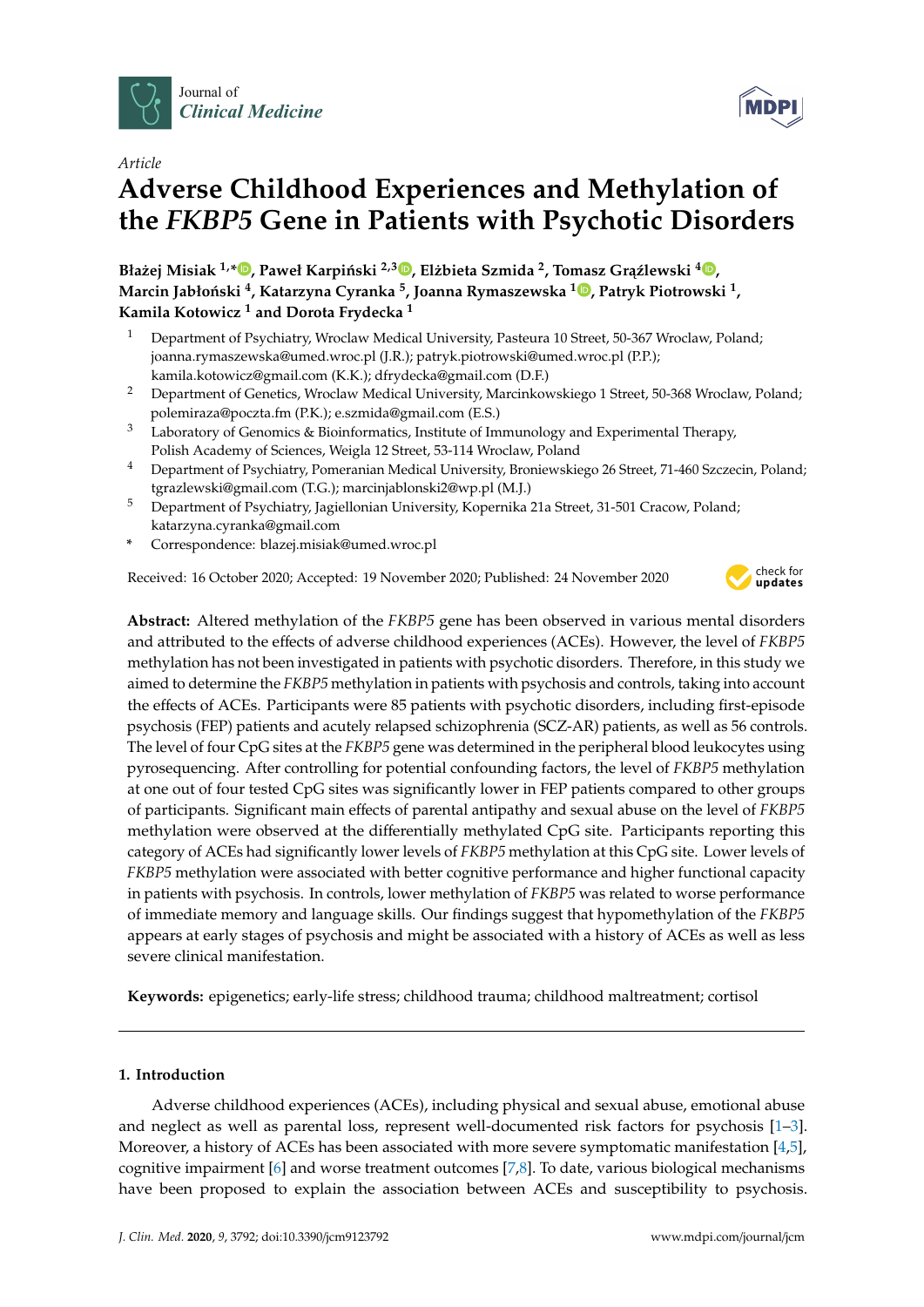Article

# Adverse Childhood Experiences and Methylation of the *FKBP5* Gene in Patients with Psychotic Disorders

**Błażej Misiak [1,*], Paweł Karpiński [2,3], Elżbieta Szmida [2], Tomasz Grąźlewski [4], Marcin Jabłoński [4], Katarzyna Cyranka [5], Joanna Rymaszewska [1], Patryk Piotrowski [1], Kamila Kotowicz [1] and Dorota Frydecka [1]**

1. Department of Psychiatry, Wroclaw Medical University, Pasteura 10 Street, 50-367 Wroclaw, Poland; joanna.rymaszewska@umed.wroc.pl (J.R.); patryk.piotrowski@umed.wroc.pl (P.P.); kamila.kotowicz@gmail.com (K.K.); dfrydecka@gmail.com (D.F.)
2. Department of Genetics, Wroclaw Medical University, Marcinkowskiego 1 Street, 50-368 Wroclaw, Poland; polemiraza@poczta.fm (P.K.); e.szmida@gmail.com (E.S.)
3. Laboratory of Genomics & Bioinformatics, Institute of Immunology and Experimental Therapy, Polish Academy of Sciences, Weigla 12 Street, 53-114 Wroclaw, Poland
4. Department of Psychiatry, Pomeranian Medical University, Broniewskiego 26 Street, 71-460 Szczecin, Poland; tgrazlewski@gmail.com (T.G.); marcinjablonski2@wp.pl (M.J.)
5. Department of Psychiatry, Jagiellonian University, Kopernika 21a Street, 31-501 Cracow, Poland; katarzyna.cyranka@gmail.com

\* Correspondence: blazej.misiak@umed.wroc.pl

Received: 16 October 2020; Accepted: 19 November 2020; Published: 24 November 2020

**Abstract:** Altered methylation of the *FKBP5* gene has been observed in various mental disorders and attributed to the effects of adverse childhood experiences (ACEs). However, the level of *FKBP5* methylation has not been investigated in patients with psychotic disorders. Therefore, in this study we aimed to determine the *FKBP5* methylation in patients with psychosis and controls, taking into account the effects of ACEs. Participants were 85 patients with psychotic disorders, including first-episode psychosis (FEP) patients and acutely relapsed schizophrenia (SCZ-AR) patients, as well as 56 controls. The level of four CpG sites at the *FKBP5* gene was determined in the peripheral blood leukocytes using pyrosequencing. After controlling for potential confounding factors, the level of *FKBP5* methylation at one out of four tested CpG sites was significantly lower in FEP patients compared to other groups of participants. Significant main effects of parental antipathy and sexual abuse on the level of *FKBP5* methylation were observed at the differentially methylated CpG site. Participants reporting this category of ACEs had significantly lower levels of *FKBP5* methylation at this CpG site. Lower levels of *FKBP5* methylation were associated with better cognitive performance and higher functional capacity in patients with psychosis. In controls, lower methylation of *FKBP5* was related to worse performance of immediate memory and language skills. Our findings suggest that hypomethylation of the *FKBP5* appears at early stages of psychosis and might be associated with a history of ACEs as well as less severe clinical manifestation.

**Keywords:** epigenetics; early-life stress; childhood trauma; childhood maltreatment; cortisol

## 1. Introduction

Adverse childhood experiences (ACEs), including physical and sexual abuse, emotional abuse and neglect as well as parental loss, represent well-documented risk factors for psychosis [1–3]. Moreover, a history of ACEs has been associated with more severe symptomatic manifestation [4,5], cognitive impairment [6] and worse treatment outcomes [7,8]. To date, various biological mechanisms have been proposed to explain the association between ACEs and susceptibility to psychosis.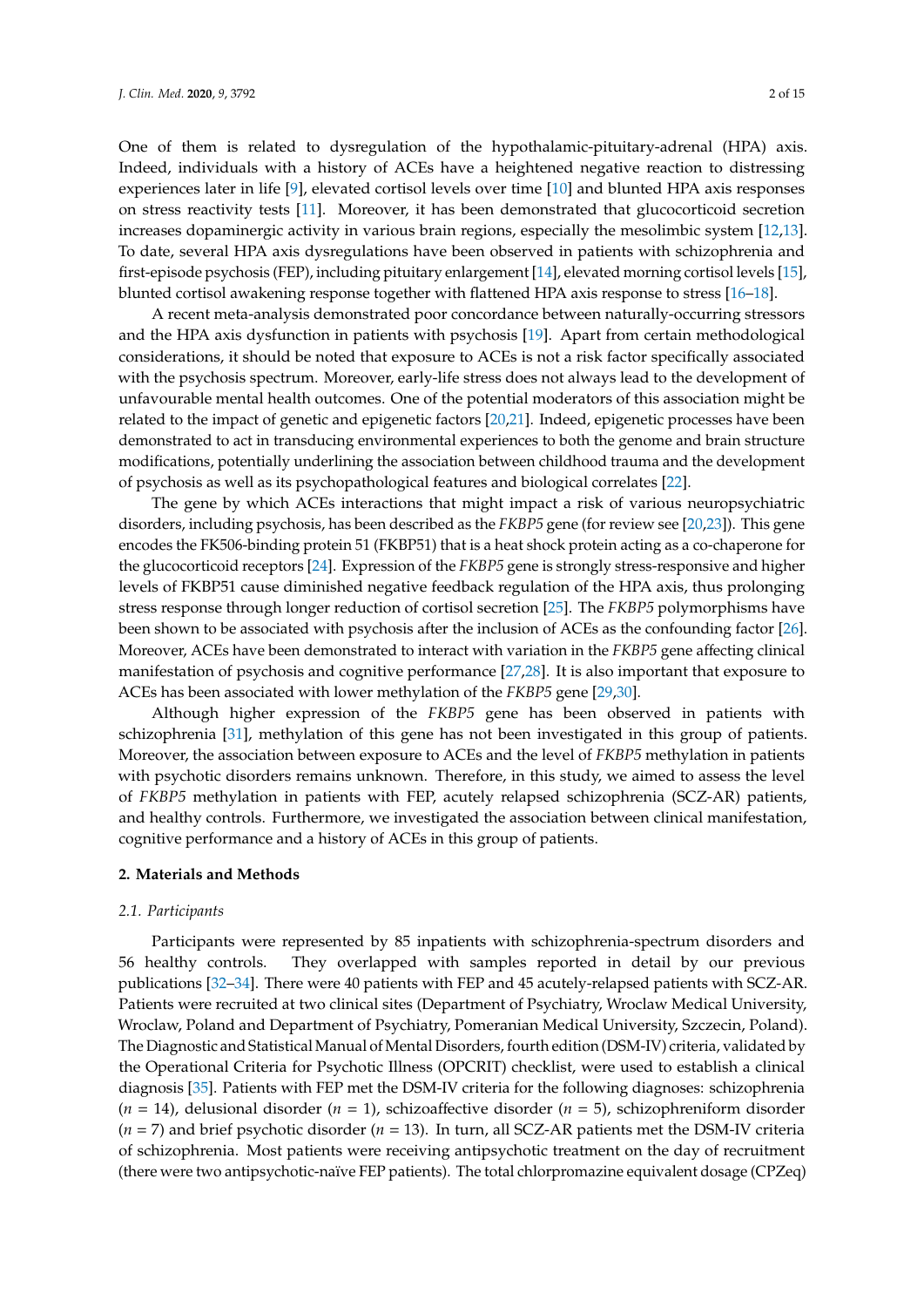One of them is related to dysregulation of the hypothalamic-pituitary-adrenal (HPA) axis. Indeed, individuals with a history of ACEs have a heightened negative reaction to distressing experiences later in life [9], elevated cortisol levels over time [10] and blunted HPA axis responses on stress reactivity tests [11]. Moreover, it has been demonstrated that glucocorticoid secretion increases dopaminergic activity in various brain regions, especially the mesolimbic system [12,13]. To date, several HPA axis dysregulations have been observed in patients with schizophrenia and first-episode psychosis (FEP), including pituitary enlargement [14], elevated morning cortisol levels [15], blunted cortisol awakening response together with flattened HPA axis response to stress [16–18].

A recent meta-analysis demonstrated poor concordance between naturally-occurring stressors and the HPA axis dysfunction in patients with psychosis [19]. Apart from certain methodological considerations, it should be noted that exposure to ACEs is not a risk factor specifically associated with the psychosis spectrum. Moreover, early-life stress does not always lead to the development of unfavourable mental health outcomes. One of the potential moderators of this association might be related to the impact of genetic and epigenetic factors [20,21]. Indeed, epigenetic processes have been demonstrated to act in transducing environmental experiences to both the genome and brain structure modifications, potentially underlining the association between childhood trauma and the development of psychosis as well as its psychopathological features and biological correlates [22].

The gene by which ACEs interactions that might impact a risk of various neuropsychiatric disorders, including psychosis, has been described as the *FKBP5* gene (for review see [20,23]). This gene encodes the FK506-binding protein 51 (FKBP51) that is a heat shock protein acting as a co-chaperone for the glucocorticoid receptors [24]. Expression of the *FKBP5* gene is strongly stress-responsive and higher levels of FKBP51 cause diminished negative feedback regulation of the HPA axis, thus prolonging stress response through longer reduction of cortisol secretion [25]. The *FKBP5* polymorphisms have been shown to be associated with psychosis after the inclusion of ACEs as the confounding factor [26]. Moreover, ACEs have been demonstrated to interact with variation in the *FKBP5* gene affecting clinical manifestation of psychosis and cognitive performance [27,28]. It is also important that exposure to ACEs has been associated with lower methylation of the *FKBP5* gene [29,30].

Although higher expression of the *FKBP5* gene has been observed in patients with schizophrenia [31], methylation of this gene has not been investigated in this group of patients. Moreover, the association between exposure to ACEs and the level of *FKBP5* methylation in patients with psychotic disorders remains unknown. Therefore, in this study, we aimed to assess the level of *FKBP5* methylation in patients with FEP, acutely relapsed schizophrenia (SCZ-AR) patients, and healthy controls. Furthermore, we investigated the association between clinical manifestation, cognitive performance and a history of ACEs in this group of patients.

## 2. Materials and Methods

### 2.1. Participants

Participants were represented by 85 inpatients with schizophrenia-spectrum disorders and 56 healthy controls. They overlapped with samples reported in detail by our previous publications [32–34]. There were 40 patients with FEP and 45 acutely-relapsed patients with SCZ-AR. Patients were recruited at two clinical sites (Department of Psychiatry, Wroclaw Medical University, Wroclaw, Poland and Department of Psychiatry, Pomeranian Medical University, Szczecin, Poland). The Diagnostic and Statistical Manual of Mental Disorders, fourth edition (DSM-IV) criteria, validated by the Operational Criteria for Psychotic Illness (OPCRIT) checklist, were used to establish a clinical diagnosis [35]. Patients with FEP met the DSM-IV criteria for the following diagnoses: schizophrenia ($n$ = 14), delusional disorder ($n$ = 1), schizoaffective disorder ($n$ = 5), schizophreniform disorder ($n$ = 7) and brief psychotic disorder ($n$ = 13). In turn, all SCZ-AR patients met the DSM-IV criteria of schizophrenia. Most patients were receiving antipsychotic treatment on the day of recruitment (there were two antipsychotic-naïve FEP patients). The total chlorpromazine equivalent dosage (CPZeq)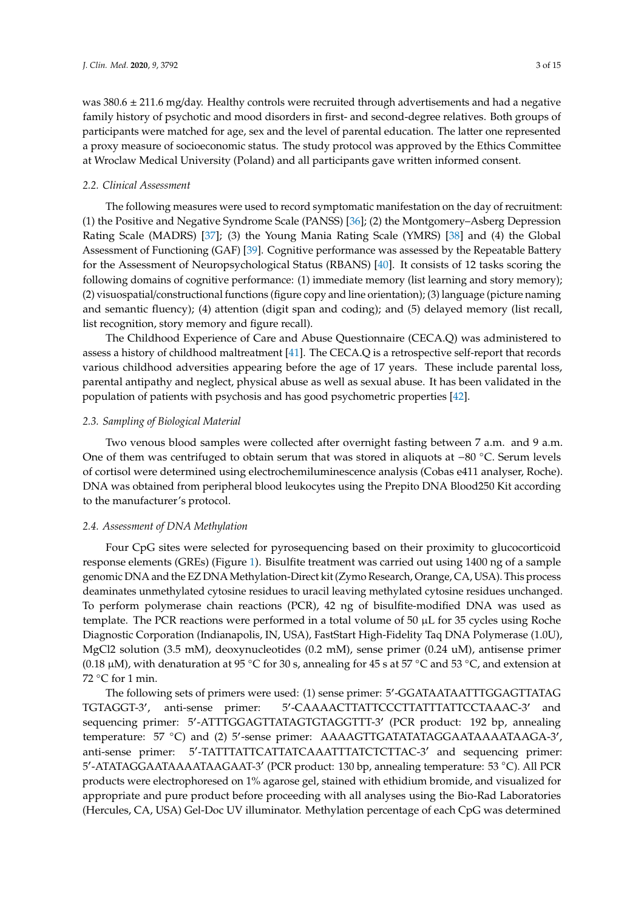was 380.6 ± 211.6 mg/day. Healthy controls were recruited through advertisements and had a negative family history of psychotic and mood disorders in first- and second-degree relatives. Both groups of participants were matched for age, sex and the level of parental education. The latter one represented a proxy measure of socioeconomic status. The study protocol was approved by the Ethics Committee at Wroclaw Medical University (Poland) and all participants gave written informed consent.

### *2.2. Clinical Assessment*

The following measures were used to record symptomatic manifestation on the day of recruitment: (1) the Positive and Negative Syndrome Scale (PANSS) [36]; (2) the Montgomery–Asberg Depression Rating Scale (MADRS) [37]; (3) the Young Mania Rating Scale (YMRS) [38] and (4) the Global Assessment of Functioning (GAF) [39]. Cognitive performance was assessed by the Repeatable Battery for the Assessment of Neuropsychological Status (RBANS) [40]. It consists of 12 tasks scoring the following domains of cognitive performance: (1) immediate memory (list learning and story memory); (2) visuospatial/constructional functions (figure copy and line orientation); (3) language (picture naming and semantic fluency); (4) attention (digit span and coding); and (5) delayed memory (list recall, list recognition, story memory and figure recall).

The Childhood Experience of Care and Abuse Questionnaire (CECA.Q) was administered to assess a history of childhood maltreatment [41]. The CECA.Q is a retrospective self-report that records various childhood adversities appearing before the age of 17 years. These include parental loss, parental antipathy and neglect, physical abuse as well as sexual abuse. It has been validated in the population of patients with psychosis and has good psychometric properties [42].

### *2.3. Sampling of Biological Material*

Two venous blood samples were collected after overnight fasting between 7 a.m. and 9 a.m. One of them was centrifuged to obtain serum that was stored in aliquots at −80 °C. Serum levels of cortisol were determined using electrochemiluminescence analysis (Cobas e411 analyser, Roche). DNA was obtained from peripheral blood leukocytes using the Prepito DNA Blood250 Kit according to the manufacturer's protocol.

### *2.4. Assessment of DNA Methylation*

Four CpG sites were selected for pyrosequencing based on their proximity to glucocorticoid response elements (GREs) (Figure 1). Bisulfite treatment was carried out using 1400 ng of a sample genomic DNA and the EZ DNA Methylation-Direct kit (Zymo Research, Orange, CA, USA). This process deaminates unmethylated cytosine residues to uracil leaving methylated cytosine residues unchanged. To perform polymerase chain reactions (PCR), 42 ng of bisulfite-modified DNA was used as template. The PCR reactions were performed in a total volume of 50 µL for 35 cycles using Roche Diagnostic Corporation (Indianapolis, IN, USA), FastStart High-Fidelity Taq DNA Polymerase (1.0U), $MgCl_2$ solution (3.5 mM), deoxynucleotides (0.2 mM), sense primer (0.24 uM), antisense primer (0.18 µM), with denaturation at 95 °C for 30 s, annealing for 45 s at 57 °C and 53 °C, and extension at 72 °C for 1 min.

The following sets of primers were used: (1) sense primer: 5′-GGATAATAATTTGGAGTTATAG TGTAGGT-3′, anti-sense primer: 5′-CAAAACTTATTCCCTTATTTATTCCTAAAC-3′ and sequencing primer: 5′-ATTTGGAGTTATAGTGTAGGTTT-3′ (PCR product: 192 bp, annealing temperature: 57 °C) and (2) 5′-sense primer: AAAAGTTGATATATAGGAATAAAATAAGA-3′, anti-sense primer: 5′-TATTTATTCATTATCAAATTTATCTCTTAC-3′ and sequencing primer: 5′-ATATAGGAATAAAATAAGAAT-3′ (PCR product: 130 bp, annealing temperature: 53 °C). All PCR products were electrophoresed on 1% agarose gel, stained with ethidium bromide, and visualized for appropriate and pure product before proceeding with all analyses using the Bio-Rad Laboratories (Hercules, CA, USA) Gel-Doc UV illuminator. Methylation percentage of each CpG was determined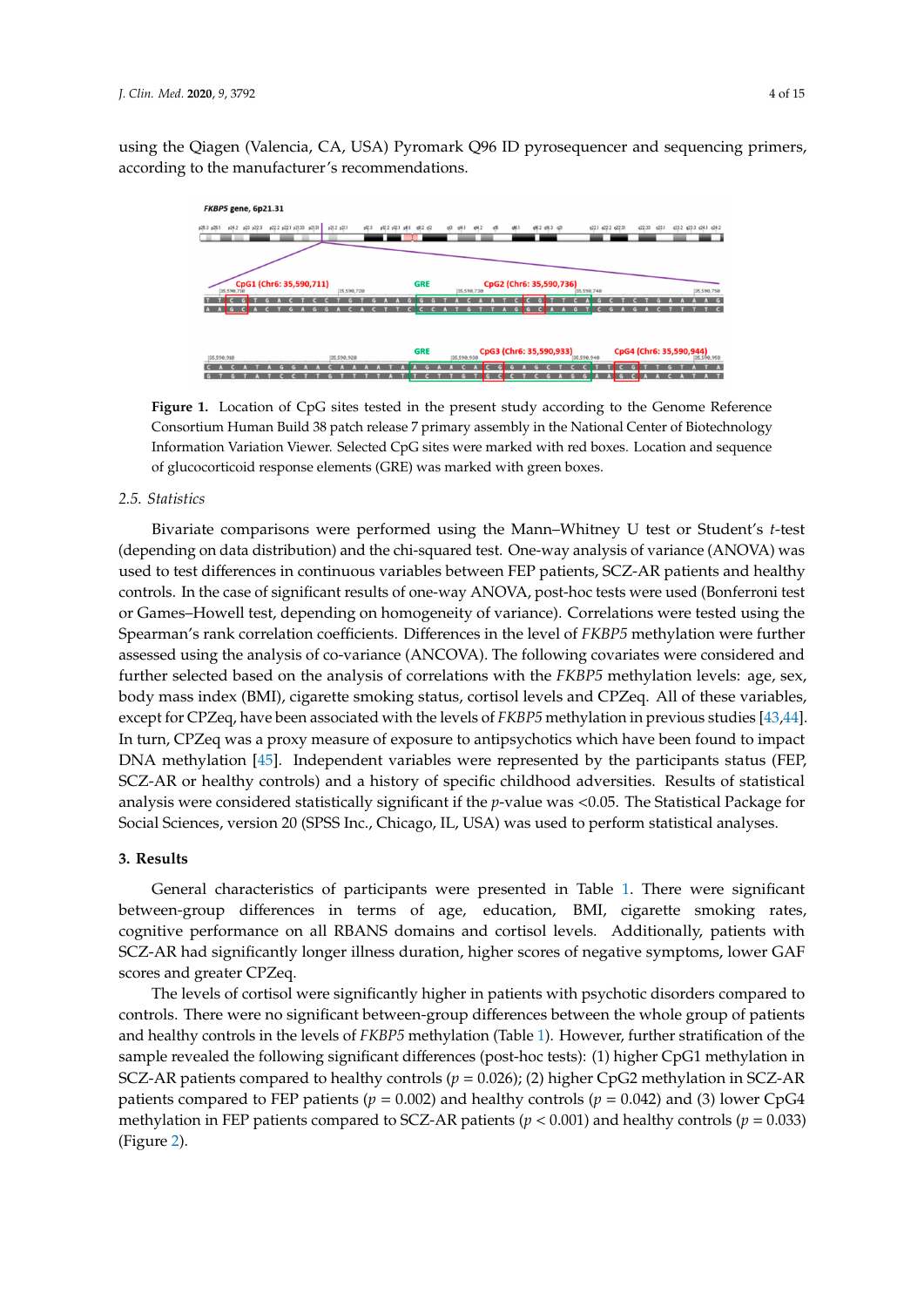using the Qiagen (Valencia, CA, USA) Pyromark Q96 ID pyrosequencer and sequencing primers, according to the manufacturer's recommendations.

**Figure 1.** Location of CpG sites tested in the present study according to the Genome Reference Consortium Human Build 38 patch release 7 primary assembly in the National Center of Biotechnology Information Variation Viewer. Selected CpG sites were marked with red boxes. Location and sequence of glucocorticoid response elements (GRE) was marked with green boxes.

### 2.5. Statistics

Bivariate comparisons were performed using the Mann–Whitney U test or Student's *t*-test (depending on data distribution) and the chi-squared test. One-way analysis of variance (ANOVA) was used to test differences in continuous variables between FEP patients, SCZ-AR patients and healthy controls. In the case of significant results of one-way ANOVA, post-hoc tests were used (Bonferroni test or Games–Howell test, depending on homogeneity of variance). Correlations were tested using the Spearman's rank correlation coefficients. Differences in the level of *FKBP5* methylation were further assessed using the analysis of co-variance (ANCOVA). The following covariates were considered and further selected based on the analysis of correlations with the *FKBP5* methylation levels: age, sex, body mass index (BMI), cigarette smoking status, cortisol levels and CPZeq. All of these variables, except for CPZeq, have been associated with the levels of *FKBP5* methylation in previous studies [43,44]. In turn, CPZeq was a proxy measure of exposure to antipsychotics which have been found to impact DNA methylation [45]. Independent variables were represented by the participants status (FEP, SCZ-AR or healthy controls) and a history of specific childhood adversities. Results of statistical analysis were considered statistically significant if the *p*-value was <0.05. The Statistical Package for Social Sciences, version 20 (SPSS Inc., Chicago, IL, USA) was used to perform statistical analyses.

## 3. Results

General characteristics of participants were presented in Table 1. There were significant between-group differences in terms of age, education, BMI, cigarette smoking rates, cognitive performance on all RBANS domains and cortisol levels. Additionally, patients with SCZ-AR had significantly longer illness duration, higher scores of negative symptoms, lower GAF scores and greater CPZeq.

The levels of cortisol were significantly higher in patients with psychotic disorders compared to controls. There were no significant between-group differences between the whole group of patients and healthy controls in the levels of *FKBP5* methylation (Table 1). However, further stratification of the sample revealed the following significant differences (post-hoc tests): (1) higher CpG1 methylation in SCZ-AR patients compared to healthy controls ($p = 0.026$); (2) higher CpG2 methylation in SCZ-AR patients compared to FEP patients ($p = 0.002$) and healthy controls ($p = 0.042$) and (3) lower CpG4 methylation in FEP patients compared to SCZ-AR patients ($p < 0.001$) and healthy controls ($p = 0.033$) (Figure 2).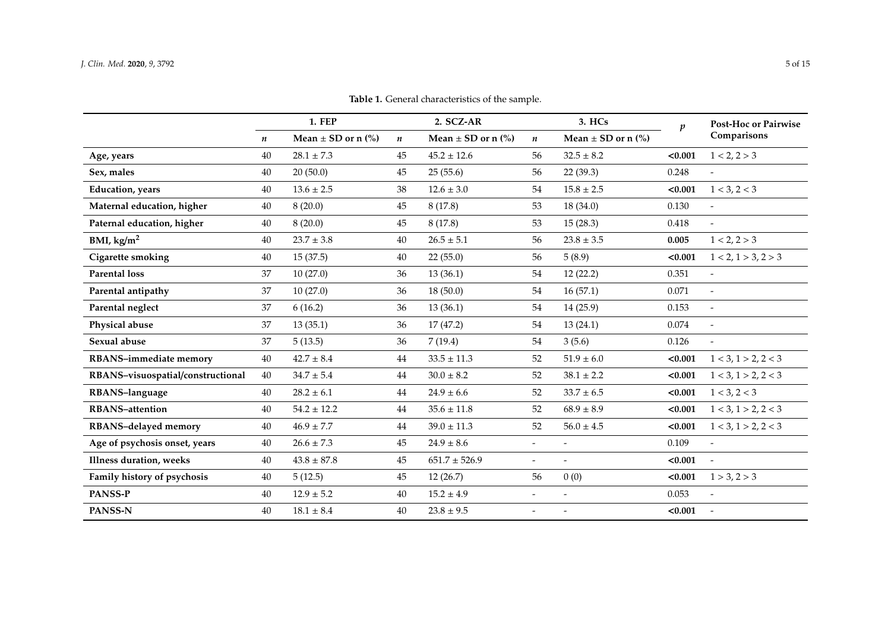**Table 1.** General characteristics of the sample.

| | 1. FEP | | 2. SCZ-AR | | 3. HCs | | $p$ | Post-Hoc or Pairwise Comparisons |
|---|---|---|---|---|---|---|---|---|
| | $n$ | Mean ± SD or n (%) | $n$ | Mean ± SD or n (%) | $n$ | Mean ± SD or n (%) | | |
| **Age, years** | 40 | 28.1 ± 7.3 | 45 | 45.2 ± 12.6 | 56 | 32.5 ± 8.2 | **<0.001** | 1 < 2, 2 > 3 |
| **Sex, males** | 40 | 20 (50.0) | 45 | 25 (55.6) | 56 | 22 (39.3) | 0.248 | - |
| **Education, years** | 40 | 13.6 ± 2.5 | 38 | 12.6 ± 3.0 | 54 | 15.8 ± 2.5 | **<0.001** | 1 < 3, 2 < 3 |
| **Maternal education, higher** | 40 | 8 (20.0) | 45 | 8 (17.8) | 53 | 18 (34.0) | 0.130 | - |
| **Paternal education, higher** | 40 | 8 (20.0) | 45 | 8 (17.8) | 53 | 15 (28.3) | 0.418 | - |
| **BMI, kg/m$^2$** | 40 | 23.7 ± 3.8 | 40 | 26.5 ± 5.1 | 56 | 23.8 ± 3.5 | **0.005** | 1 < 2, 2 > 3 |
| **Cigarette smoking** | 40 | 15 (37.5) | 40 | 22 (55.0) | 56 | 5 (8.9) | **<0.001** | 1 < 2, 1 > 3, 2 > 3 |
| **Parental loss** | 37 | 10 (27.0) | 36 | 13 (36.1) | 54 | 12 (22.2) | 0.351 | - |
| **Parental antipathy** | 37 | 10 (27.0) | 36 | 18 (50.0) | 54 | 16 (57.1) | 0.071 | - |
| **Parental neglect** | 37 | 6 (16.2) | 36 | 13 (36.1) | 54 | 14 (25.9) | 0.153 | - |
| **Physical abuse** | 37 | 13 (35.1) | 36 | 17 (47.2) | 54 | 13 (24.1) | 0.074 | - |
| **Sexual abuse** | 37 | 5 (13.5) | 36 | 7 (19.4) | 54 | 3 (5.6) | 0.126 | - |
| **RBANS–immediate memory** | 40 | 42.7 ± 8.4 | 44 | 33.5 ± 11.3 | 52 | 51.9 ± 6.0 | **<0.001** | 1 < 3, 1 > 2, 2 < 3 |
| **RBANS–visuospatial/constructional** | 40 | 34.7 ± 5.4 | 44 | 30.0 ± 8.2 | 52 | 38.1 ± 2.2 | **<0.001** | 1 < 3, 1 > 2, 2 < 3 |
| **RBANS–language** | 40 | 28.2 ± 6.1 | 44 | 24.9 ± 6.6 | 52 | 33.7 ± 6.5 | **<0.001** | 1 < 3, 2 < 3 |
| **RBANS–attention** | 40 | 54.2 ± 12.2 | 44 | 35.6 ± 11.8 | 52 | 68.9 ± 8.9 | **<0.001** | 1 < 3, 1 > 2, 2 < 3 |
| **RBANS–delayed memory** | 40 | 46.9 ± 7.7 | 44 | 39.0 ± 11.3 | 52 | 56.0 ± 4.5 | **<0.001** | 1 < 3, 1 > 2, 2 < 3 |
| **Age of psychosis onset, years** | 40 | 26.6 ± 7.3 | 45 | 24.9 ± 8.6 | - | - | 0.109 | - |
| **Illness duration, weeks** | 40 | 43.8 ± 87.8 | 45 | 651.7 ± 526.9 | - | - | **<0.001** | - |
| **Family history of psychosis** | 40 | 5 (12.5) | 45 | 12 (26.7) | 56 | 0 (0) | **<0.001** | 1 > 3, 2 > 3 |
| **PANSS-P** | 40 | 12.9 ± 5.2 | 40 | 15.2 ± 4.9 | - | - | 0.053 | - |
| **PANSS-N** | 40 | 18.1 ± 8.4 | 40 | 23.8 ± 9.5 | - | - | **<0.001** | - |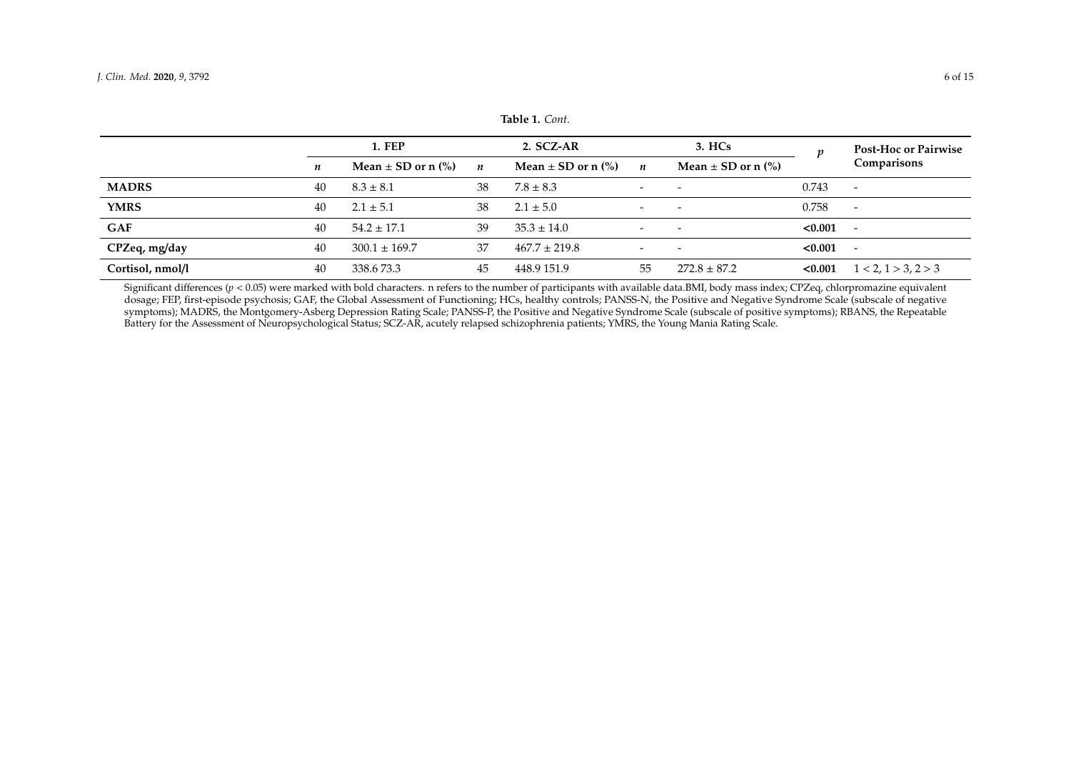**Table 1.** *Cont.*

| | 1. FEP | | 2. SCZ-AR | | 3. HCs | | *p* | Post-Hoc or Pairwise Comparisons |
|---|---|---|---|---|---|---|---|---|
| | *n* | Mean ± SD or n (%) | *n* | Mean ± SD or n (%) | *n* | Mean ± SD or n (%) | | |
| **MADRS** | 40 | 8.3 ± 8.1 | 38 | 7.8 ± 8.3 | - | - | 0.743 | - |
| **YMRS** | 40 | 2.1 ± 5.1 | 38 | 2.1 ± 5.0 | - | - | 0.758 | - |
| **GAF** | 40 | 54.2 ± 17.1 | 39 | 35.3 ± 14.0 | - | - | **<0.001** | - |
| **CPZeq, mg/day** | 40 | 300.1 ± 169.7 | 37 | 467.7 ± 219.8 | - | - | **<0.001** | - |
| **Cortisol, nmol/l** | 40 | 338.6 73.3 | 45 | 448.9 151.9 | 55 | 272.8 ± 87.2 | **<0.001** | 1 < 2, 1 > 3, 2 > 3 |

Significant differences ($p < 0.05$) were marked with bold characters. n refers to the number of participants with available data.BMI, body mass index; CPZeq, chlorpromazine equivalent dosage; FEP, first-episode psychosis; GAF, the Global Assessment of Functioning; HCs, healthy controls; PANSS-N, the Positive and Negative Syndrome Scale (subscale of negative symptoms); MADRS, the Montgomery-Asberg Depression Rating Scale; PANSS-P, the Positive and Negative Syndrome Scale (subscale of positive symptoms); RBANS, the Repeatable Battery for the Assessment of Neuropsychological Status; SCZ-AR, acutely relapsed schizophrenia patients; YMRS, the Young Mania Rating Scale.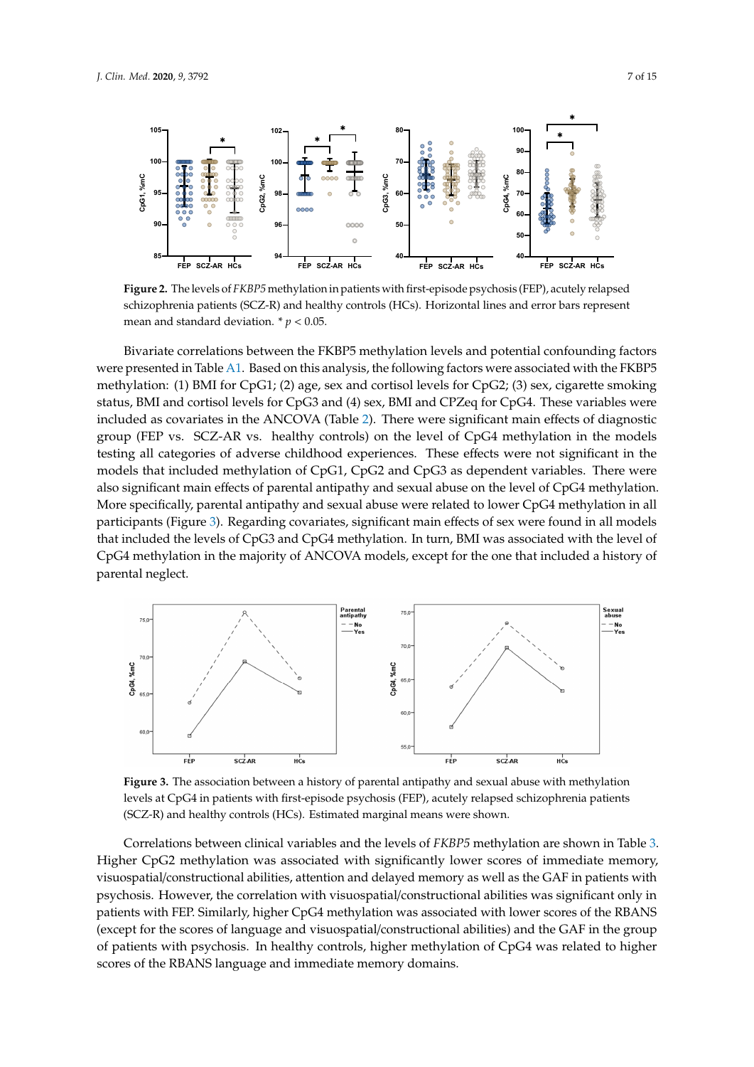**Figure 2.** The levels of *FKBP5* methylation in patients with first-episode psychosis (FEP), acutely relapsed schizophrenia patients (SCZ-R) and healthy controls (HCs). Horizontal lines and error bars represent mean and standard deviation. * $p < 0.05$.

Bivariate correlations between the FKBP5 methylation levels and potential confounding factors were presented in Table A1. Based on this analysis, the following factors were associated with the FKBP5 methylation: (1) BMI for CpG1; (2) age, sex and cortisol levels for CpG2; (3) sex, cigarette smoking status, BMI and cortisol levels for CpG3 and (4) sex, BMI and CPZeq for CpG4. These variables were included as covariates in the ANCOVA (Table 2). There were significant main effects of diagnostic group (FEP vs. SCZ-AR vs. healthy controls) on the level of CpG4 methylation in the models testing all categories of adverse childhood experiences. These effects were not significant in the models that included methylation of CpG1, CpG2 and CpG3 as dependent variables. There were also significant main effects of parental antipathy and sexual abuse on the level of CpG4 methylation. More specifically, parental antipathy and sexual abuse were related to lower CpG4 methylation in all participants (Figure 3). Regarding covariates, significant main effects of sex were found in all models that included the levels of CpG3 and CpG4 methylation. In turn, BMI was associated with the level of CpG4 methylation in the majority of ANCOVA models, except for the one that included a history of parental neglect.

**Figure 3.** The association between a history of parental antipathy and sexual abuse with methylation levels at CpG4 in patients with first-episode psychosis (FEP), acutely relapsed schizophrenia patients (SCZ-R) and healthy controls (HCs). Estimated marginal means were shown.

Correlations between clinical variables and the levels of *FKBP5* methylation are shown in Table 3. Higher CpG2 methylation was associated with significantly lower scores of immediate memory, visuospatial/constructional abilities, attention and delayed memory as well as the GAF in patients with psychosis. However, the correlation with visuospatial/constructional abilities was significant only in patients with FEP. Similarly, higher CpG4 methylation was associated with lower scores of the RBANS (except for the scores of language and visuospatial/constructional abilities) and the GAF in the group of patients with psychosis. In healthy controls, higher methylation of CpG4 was related to higher scores of the RBANS language and immediate memory domains.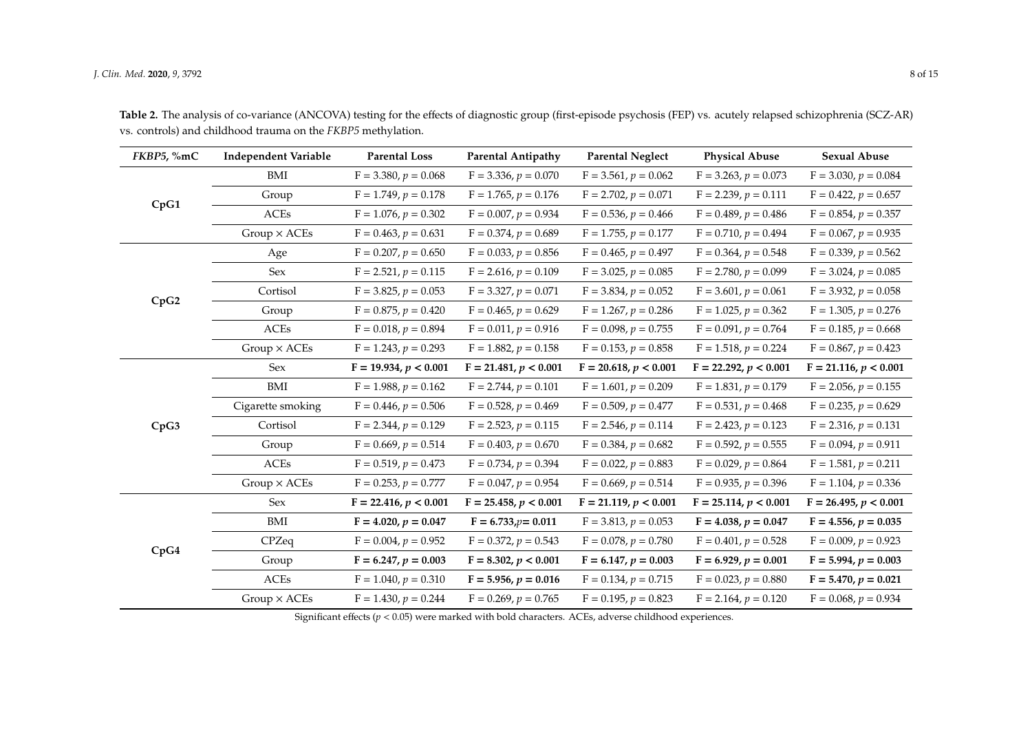**Table 2.** The analysis of co-variance (ANCOVA) testing for the effects of diagnostic group (first-episode psychosis (FEP) vs. acutely relapsed schizophrenia (SCZ-AR) vs. controls) and childhood trauma on the *FKBP5* methylation.

| *FKBP5*, %mC | Independent Variable | Parental Loss | Parental Antipathy | Parental Neglect | Physical Abuse | Sexual Abuse |
|---|---|---|---|---|---|---|
| **CpG1** | BMI | $F = 3.380$, $p = 0.068$ | $F = 3.336$, $p = 0.070$ | $F = 3.561$, $p = 0.062$ | $F = 3.263$, $p = 0.073$ | $F = 3.030$, $p = 0.084$ |
| | Group | $F = 1.749$, $p = 0.178$ | $F = 1.765$, $p = 0.176$ | $F = 2.702$, $p = 0.071$ | $F = 2.239$, $p = 0.111$ | $F = 0.422$, $p = 0.657$ |
| | ACEs | $F = 1.076$, $p = 0.302$ | $F = 0.007$, $p = 0.934$ | $F = 0.536$, $p = 0.466$ | $F = 0.489$, $p = 0.486$ | $F = 0.854$, $p = 0.357$ |
| | Group × ACEs | $F = 0.463$, $p = 0.631$ | $F = 0.374$, $p = 0.689$ | $F = 1.755$, $p = 0.177$ | $F = 0.710$, $p = 0.494$ | $F = 0.067$, $p = 0.935$ |
| **CpG2** | Age | $F = 0.207$, $p = 0.650$ | $F = 0.033$, $p = 0.856$ | $F = 0.465$, $p = 0.497$ | $F = 0.364$, $p = 0.548$ | $F = 0.339$, $p = 0.562$ |
| | Sex | $F = 2.521$, $p = 0.115$ | $F = 2.616$, $p = 0.109$ | $F = 3.025$, $p = 0.085$ | $F = 2.780$, $p = 0.099$ | $F = 3.024$, $p = 0.085$ |
| | Cortisol | $F = 3.825$, $p = 0.053$ | $F = 3.327$, $p = 0.071$ | $F = 3.834$, $p = 0.052$ | $F = 3.601$, $p = 0.061$ | $F = 3.932$, $p = 0.058$ |
| | Group | $F = 0.875$, $p = 0.420$ | $F = 0.465$, $p = 0.629$ | $F = 1.267$, $p = 0.286$ | $F = 1.025$, $p = 0.362$ | $F = 1.305$, $p = 0.276$ |
| | ACEs | $F = 0.018$, $p = 0.894$ | $F = 0.011$, $p = 0.916$ | $F = 0.098$, $p = 0.755$ | $F = 0.091$, $p = 0.764$ | $F = 0.185$, $p = 0.668$ |
| | Group × ACEs | $F = 1.243$, $p = 0.293$ | $F = 1.882$, $p = 0.158$ | $F = 0.153$, $p = 0.858$ | $F = 1.518$, $p = 0.224$ | $F = 0.867$, $p = 0.423$ |
| **CpG3** | Sex | **$F = 19.934$, $p < 0.001$** | **$F = 21.481$, $p < 0.001$** | **$F = 20.618$, $p < 0.001$** | **$F = 22.292$, $p < 0.001$** | **$F = 21.116$, $p < 0.001$** |
| | BMI | $F = 1.988$, $p = 0.162$ | $F = 2.744$, $p = 0.101$ | $F = 1.601$, $p = 0.209$ | $F = 1.831$, $p = 0.179$ | $F = 2.056$, $p = 0.155$ |
| | Cigarette smoking | $F = 0.446$, $p = 0.506$ | $F = 0.528$, $p = 0.469$ | $F = 0.509$, $p = 0.477$ | $F = 0.531$, $p = 0.468$ | $F = 0.235$, $p = 0.629$ |
| | Cortisol | $F = 2.344$, $p = 0.129$ | $F = 2.523$, $p = 0.115$ | $F = 2.546$, $p = 0.114$ | $F = 2.423$, $p = 0.123$ | $F = 2.316$, $p = 0.131$ |
| | Group | $F = 0.669$, $p = 0.514$ | $F = 0.403$, $p = 0.670$ | $F = 0.384$, $p = 0.682$ | $F = 0.592$, $p = 0.555$ | $F = 0.094$, $p = 0.911$ |
| | ACEs | $F = 0.519$, $p = 0.473$ | $F = 0.734$, $p = 0.394$ | $F = 0.022$, $p = 0.883$ | $F = 0.029$, $p = 0.864$ | $F = 1.581$, $p = 0.211$ |
| | Group × ACEs | $F = 0.253$, $p = 0.777$ | $F = 0.047$, $p = 0.954$ | $F = 0.669$, $p = 0.514$ | $F = 0.935$, $p = 0.396$ | $F = 1.104$, $p = 0.336$ |
| **CpG4** | Sex | **$F = 22.416$, $p < 0.001$** | **$F = 25.458$, $p < 0.001$** | **$F = 21.119$, $p < 0.001$** | **$F = 25.114$, $p < 0.001$** | **$F = 26.495$, $p < 0.001$** |
| | BMI | **$F = 4.020$, $p = 0.047$** | **$F = 6.733$, $p = 0.011$** | $F = 3.813$, $p = 0.053$ | **$F = 4.038$, $p = 0.047$** | **$F = 4.556$, $p = 0.035$** |
| | CPZeq | $F = 0.004$, $p = 0.952$ | $F = 0.372$, $p = 0.543$ | $F = 0.078$, $p = 0.780$ | $F = 0.401$, $p = 0.528$ | $F = 0.009$, $p = 0.923$ |
| | Group | **$F = 6.247$, $p = 0.003$** | **$F = 8.302$, $p < 0.001$** | **$F = 6.147$, $p = 0.003$** | **$F = 6.929$, $p = 0.001$** | **$F = 5.994$, $p = 0.003$** |
| | ACEs | $F = 1.040$, $p = 0.310$ | **$F = 5.956$, $p = 0.016$** | $F = 0.134$, $p = 0.715$ | $F = 0.023$, $p = 0.880$ | **$F = 5.470$, $p = 0.021$** |
| | Group × ACEs | $F = 1.430$, $p = 0.244$ | $F = 0.269$, $p = 0.765$ | $F = 0.195$, $p = 0.823$ | $F = 2.164$, $p = 0.120$ | $F = 0.068$, $p = 0.934$ |

Significant effects ($p < 0.05$) were marked with bold characters. ACEs, adverse childhood experiences.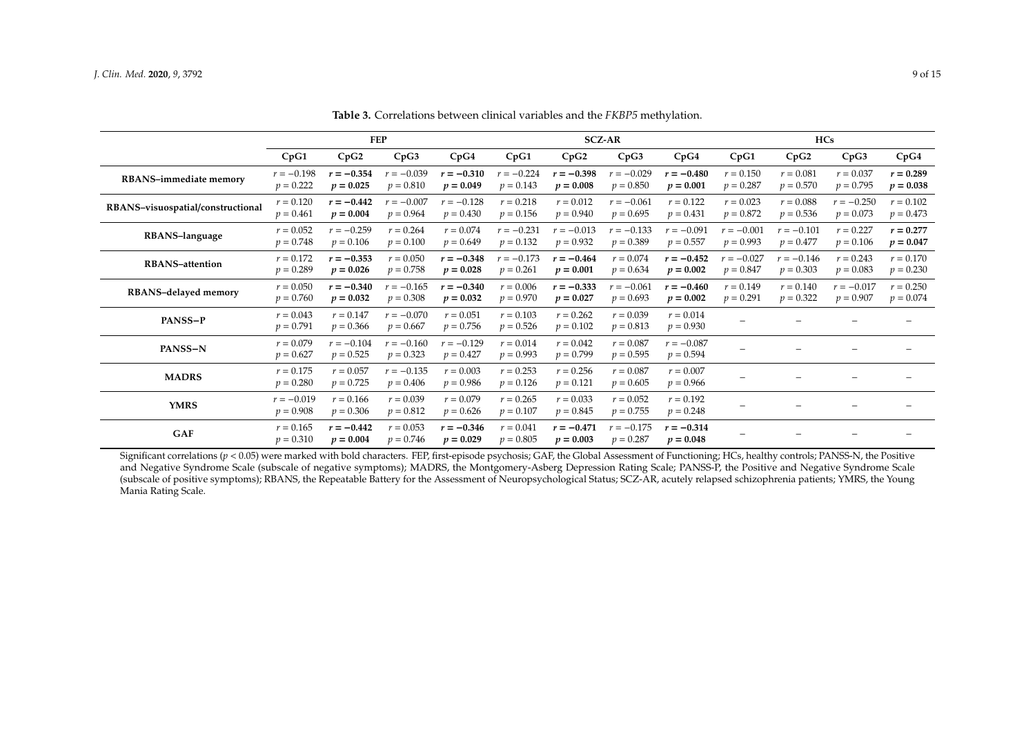**Table 3.** Correlations between clinical variables and the *FKBP5* methylation.

| | FEP | | | | SCZ-AR | | | | HCs | | | |
|---|---|---|---|---|---|---|---|---|---|---|---|---|
| | CpG1 | CpG2 | CpG3 | CpG4 | CpG1 | CpG2 | CpG3 | CpG4 | CpG1 | CpG2 | CpG3 | CpG4 |
| **RBANS–immediate memory** | $r = -0.198$ $p = 0.222$ | **$r = -0.354$ $p = 0.025$** | $r = -0.039$ $p = 0.810$ | **$r = -0.310$ $p = 0.049$** | $r = -0.224$ $p = 0.143$ | **$r = -0.398$ $p = 0.008$** | $r = -0.029$ $p = 0.850$ | **$r = -0.480$ $p = 0.001$** | $r = 0.150$ $p = 0.287$ | $r = 0.081$ $p = 0.570$ | $r = 0.037$ $p = 0.795$ | **$r = 0.289$ $p = 0.038$** |
| **RBANS–visuospatial/constructional** | $r = 0.120$ $p = 0.461$ | **$r = -0.442$ $p = 0.004$** | $r = -0.007$ $p = 0.964$ | $r = -0.128$ $p = 0.430$ | $r = 0.218$ $p = 0.156$ | $r = 0.012$ $p = 0.940$ | $r = -0.061$ $p = 0.695$ | $r = 0.122$ $p = 0.431$ | $r = 0.023$ $p = 0.872$ | $r = 0.088$ $p = 0.536$ | $r = -0.250$ $p = 0.073$ | $r = 0.102$ $p = 0.473$ |
| **RBANS–language** | $r = 0.052$ $p = 0.748$ | $r = -0.259$ $p = 0.106$ | $r = 0.264$ $p = 0.100$ | $r = 0.074$ $p = 0.649$ | $r = -0.231$ $p = 0.132$ | $r = -0.013$ $p = 0.932$ | $r = -0.133$ $p = 0.389$ | $r = -0.091$ $p = 0.557$ | $r = -0.001$ $p = 0.993$ | $r = -0.101$ $p = 0.477$ | $r = 0.227$ $p = 0.106$ | **$r = 0.277$ $p = 0.047$** |
| **RBANS–attention** | $r = 0.172$ $p = 0.289$ | **$r = -0.353$ $p = 0.026$** | $r = 0.050$ $p = 0.758$ | **$r = -0.348$ $p = 0.028$** | $r = -0.173$ $p = 0.261$ | **$r = -0.464$ $p = 0.001$** | $r = 0.074$ $p = 0.634$ | **$r = -0.452$ $p = 0.002$** | $r = -0.027$ $p = 0.847$ | $r = -0.146$ $p = 0.303$ | $r = 0.243$ $p = 0.083$ | $r = 0.170$ $p = 0.230$ |
| **RBANS–delayed memory** | $r = 0.050$ $p = 0.760$ | **$r = -0.340$ $p = 0.032$** | $r = -0.165$ $p = 0.308$ | **$r = -0.340$ $p = 0.032$** | $r = 0.006$ $p = 0.970$ | **$r = -0.333$ $p = 0.027$** | $r = -0.061$ $p = 0.693$ | **$r = -0.460$ $p = 0.002$** | $r = 0.149$ $p = 0.291$ | $r = 0.140$ $p = 0.322$ | $r = -0.017$ $p = 0.907$ | $r = 0.250$ $p = 0.074$ |
| **PANSS−P** | $r = 0.043$ $p = 0.791$ | $r = 0.147$ $p = 0.366$ | $r = -0.070$ $p = 0.667$ | $r = 0.051$ $p = 0.756$ | $r = 0.103$ $p = 0.526$ | $r = 0.262$ $p = 0.102$ | $r = 0.039$ $p = 0.813$ | $r = 0.014$ $p = 0.930$ | – | – | – | – |
| **PANSS−N** | $r = 0.079$ $p = 0.627$ | $r = -0.104$ $p = 0.525$ | $r = -0.160$ $p = 0.323$ | $r = -0.129$ $p = 0.427$ | $r = 0.014$ $p = 0.993$ | $r = 0.042$ $p = 0.799$ | $r = 0.087$ $p = 0.595$ | $r = -0.087$ $p = 0.594$ | – | – | – | – |
| **MADRS** | $r = 0.175$ $p = 0.280$ | $r = 0.057$ $p = 0.725$ | $r = -0.135$ $p = 0.406$ | $r = 0.003$ $p = 0.986$ | $r = 0.253$ $p = 0.126$ | $r = 0.256$ $p = 0.121$ | $r = 0.087$ $p = 0.605$ | $r = 0.007$ $p = 0.966$ | – | – | – | – |
| **YMRS** | $r = -0.019$ $p = 0.908$ | $r = 0.166$ $p = 0.306$ | $r = 0.039$ $p = 0.812$ | $r = 0.079$ $p = 0.626$ | $r = 0.265$ $p = 0.107$ | $r = 0.033$ $p = 0.845$ | $r = 0.052$ $p = 0.755$ | $r = 0.192$ $p = 0.248$ | – | – | – | – |
| **GAF** | $r = 0.165$ $p = 0.310$ | **$r = -0.442$ $p = 0.004$** | $r = 0.053$ $p = 0.746$ | **$r = -0.346$ $p = 0.029$** | $r = 0.041$ $p = 0.805$ | **$r = -0.471$ $p = 0.003$** | $r = -0.175$ $p = 0.287$ | **$r = -0.314$ $p = 0.048$** | – | – | – | – |

Significant correlations ($p < 0.05$) were marked with bold characters. FEP, first-episode psychosis; GAF, the Global Assessment of Functioning; HCs, healthy controls; PANSS-N, the Positive and Negative Syndrome Scale (subscale of negative symptoms); MADRS, the Montgomery-Asberg Depression Rating Scale; PANSS-P, the Positive and Negative Syndrome Scale (subscale of positive symptoms); RBANS, the Repeatable Battery for the Assessment of Neuropsychological Status; SCZ-AR, acutely relapsed schizophrenia patients; YMRS, the Young Mania Rating Scale.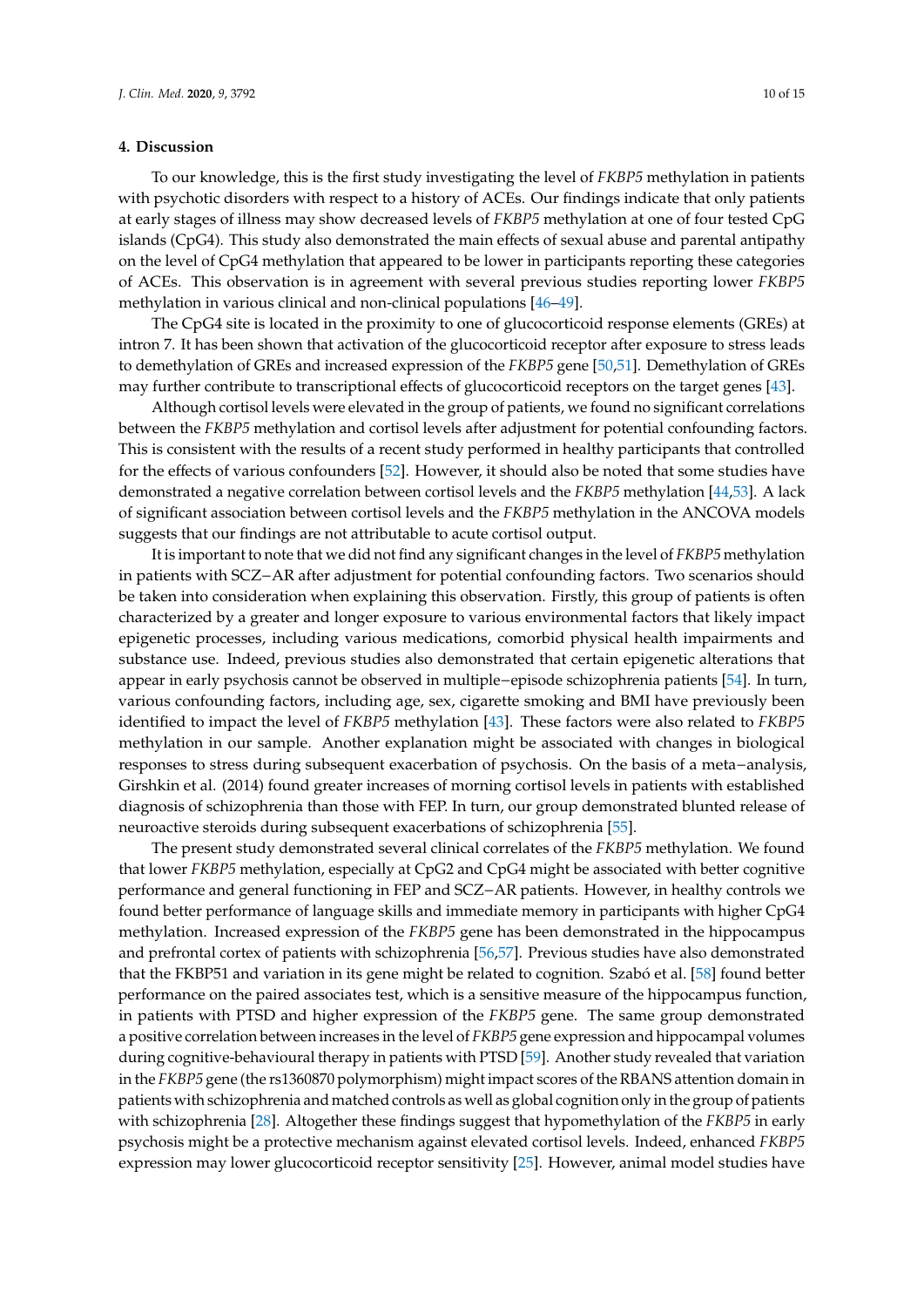## 4. Discussion

To our knowledge, this is the first study investigating the level of *FKBP5* methylation in patients with psychotic disorders with respect to a history of ACEs. Our findings indicate that only patients at early stages of illness may show decreased levels of *FKBP5* methylation at one of four tested CpG islands (CpG4). This study also demonstrated the main effects of sexual abuse and parental antipathy on the level of CpG4 methylation that appeared to be lower in participants reporting these categories of ACEs. This observation is in agreement with several previous studies reporting lower *FKBP5* methylation in various clinical and non-clinical populations [46–49].

The CpG4 site is located in the proximity to one of glucocorticoid response elements (GREs) at intron 7. It has been shown that activation of the glucocorticoid receptor after exposure to stress leads to demethylation of GREs and increased expression of the *FKBP5* gene [50,51]. Demethylation of GREs may further contribute to transcriptional effects of glucocorticoid receptors on the target genes [43].

Although cortisol levels were elevated in the group of patients, we found no significant correlations between the *FKBP5* methylation and cortisol levels after adjustment for potential confounding factors. This is consistent with the results of a recent study performed in healthy participants that controlled for the effects of various confounders [52]. However, it should also be noted that some studies have demonstrated a negative correlation between cortisol levels and the *FKBP5* methylation [44,53]. A lack of significant association between cortisol levels and the *FKBP5* methylation in the ANCOVA models suggests that our findings are not attributable to acute cortisol output.

It is important to note that we did not find any significant changes in the level of *FKBP5* methylation in patients with SCZ−AR after adjustment for potential confounding factors. Two scenarios should be taken into consideration when explaining this observation. Firstly, this group of patients is often characterized by a greater and longer exposure to various environmental factors that likely impact epigenetic processes, including various medications, comorbid physical health impairments and substance use. Indeed, previous studies also demonstrated that certain epigenetic alterations that appear in early psychosis cannot be observed in multiple−episode schizophrenia patients [54]. In turn, various confounding factors, including age, sex, cigarette smoking and BMI have previously been identified to impact the level of *FKBP5* methylation [43]. These factors were also related to *FKBP5* methylation in our sample. Another explanation might be associated with changes in biological responses to stress during subsequent exacerbation of psychosis. On the basis of a meta−analysis, Girshkin et al. (2014) found greater increases of morning cortisol levels in patients with established diagnosis of schizophrenia than those with FEP. In turn, our group demonstrated blunted release of neuroactive steroids during subsequent exacerbations of schizophrenia [55].

The present study demonstrated several clinical correlates of the *FKBP5* methylation. We found that lower *FKBP5* methylation, especially at CpG2 and CpG4 might be associated with better cognitive performance and general functioning in FEP and SCZ−AR patients. However, in healthy controls we found better performance of language skills and immediate memory in participants with higher CpG4 methylation. Increased expression of the *FKBP5* gene has been demonstrated in the hippocampus and prefrontal cortex of patients with schizophrenia [56,57]. Previous studies have also demonstrated that the FKBP51 and variation in its gene might be related to cognition. Szabó et al. [58] found better performance on the paired associates test, which is a sensitive measure of the hippocampus function, in patients with PTSD and higher expression of the *FKBP5* gene. The same group demonstrated a positive correlation between increases in the level of *FKBP5* gene expression and hippocampal volumes during cognitive-behavioural therapy in patients with PTSD [59]. Another study revealed that variation in the *FKBP5* gene (the rs1360870 polymorphism) might impact scores of the RBANS attention domain in patients with schizophrenia and matched controls as well as global cognition only in the group of patients with schizophrenia [28]. Altogether these findings suggest that hypomethylation of the *FKBP5* in early psychosis might be a protective mechanism against elevated cortisol levels. Indeed, enhanced *FKBP5* expression may lower glucocorticoid receptor sensitivity [25]. However, animal model studies have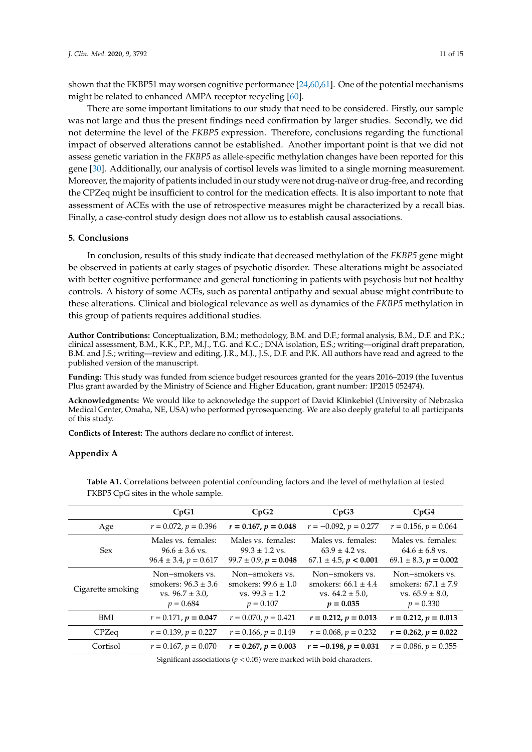shown that the FKBP51 may worsen cognitive performance [24,60,61]. One of the potential mechanisms might be related to enhanced AMPA receptor recycling [60].

There are some important limitations to our study that need to be considered. Firstly, our sample was not large and thus the present findings need confirmation by larger studies. Secondly, we did not determine the level of the *FKBP5* expression. Therefore, conclusions regarding the functional impact of observed alterations cannot be established. Another important point is that we did not assess genetic variation in the *FKBP5* as allele-specific methylation changes have been reported for this gene [30]. Additionally, our analysis of cortisol levels was limited to a single morning measurement. Moreover, the majority of patients included in our study were not drug-naïve or drug-free, and recording the CPZeq might be insufficient to control for the medication effects. It is also important to note that assessment of ACEs with the use of retrospective measures might be characterized by a recall bias. Finally, a case-control study design does not allow us to establish causal associations.

## 5. Conclusions

In conclusion, results of this study indicate that decreased methylation of the *FKBP5* gene might be observed in patients at early stages of psychotic disorder. These alterations might be associated with better cognitive performance and general functioning in patients with psychosis but not healthy controls. A history of some ACEs, such as parental antipathy and sexual abuse might contribute to these alterations. Clinical and biological relevance as well as dynamics of the *FKBP5* methylation in this group of patients requires additional studies.

**Author Contributions:** Conceptualization, B.M.; methodology, B.M. and D.F.; formal analysis, B.M., D.F. and P.K.; clinical assessment, B.M., K.K., P.P., M.J., T.G. and K.C.; DNA isolation, E.S.; writing—original draft preparation, B.M. and J.S.; writing—review and editing, J.R., M.J., J.S., D.F. and P.K. All authors have read and agreed to the published version of the manuscript.

**Funding:** This study was funded from science budget resources granted for the years 2016–2019 (the Iuventus Plus grant awarded by the Ministry of Science and Higher Education, grant number: IP2015 052474).

**Acknowledgments:** We would like to acknowledge the support of David Klinkebiel (University of Nebraska Medical Center, Omaha, NE, USA) who performed pyrosequencing. We are also deeply grateful to all participants of this study.

**Conflicts of Interest:** The authors declare no conflict of interest.

## Appendix A

**Table A1.** Correlations between potential confounding factors and the level of methylation at tested FKBP5 CpG sites in the whole sample.

| | CpG1 | CpG2 | CpG3 | CpG4 |
|---|---|---|---|---|
| Age | $r = 0.072$, $p = 0.396$ | $\mathbf{r = 0.167, p = 0.048}$ | $r = -0.092$, $p = 0.277$ | $r = 0.156$, $p = 0.064$ |
| Sex | Males vs. females: $96.6 \pm 3.6$ vs. $96.4 \pm 3.4$, $p = 0.617$ | Males vs. females: $99.3 \pm 1.2$ vs. $99.7 \pm 0.9$, $\mathbf{p = 0.048}$ | Males vs. females: $63.9 \pm 4.2$ vs. $67.1 \pm 4.5$, $\mathbf{p < 0.001}$ | Males vs. females: $64.6 \pm 6.8$ vs. $69.1 \pm 8.3$, $\mathbf{p = 0.002}$ |
| Cigarette smoking | Non−smokers vs. smokers: $96.3 \pm 3.6$ vs. $96.7 \pm 3.0$, $p = 0.684$ | Non−smokers vs. smokers: $99.6 \pm 1.0$ vs. $99.3 \pm 1.2$ $p = 0.107$ | Non−smokers vs. smokers: $66.1 \pm 4.4$ vs. $64.2 \pm 5.0$, $\mathbf{p = 0.035}$ | Non−smokers vs. smokers: $67.1 \pm 7.9$ vs. $65.9 \pm 8.0$, $p = 0.330$ |
| BMI | $r = 0.171$, $\mathbf{p = 0.047}$ | $r = 0.070$, $p = 0.421$ | $\mathbf{r = 0.212, p = 0.013}$ | $\mathbf{r = 0.212, p = 0.013}$ |
| CPZeq | $r = 0.139$, $p = 0.227$ | $r = 0.166$, $p = 0.149$ | $r = 0.068$, $p = 0.232$ | $\mathbf{r = 0.262, p = 0.022}$ |
| Cortisol | $r = 0.167$, $p = 0.070$ | $\mathbf{r = 0.267, p = 0.003}$ | $\mathbf{r = -0.198, p = 0.031}$ | $r = 0.086$, $p = 0.355$ |

Significant associations ($p < 0.05$) were marked with bold characters.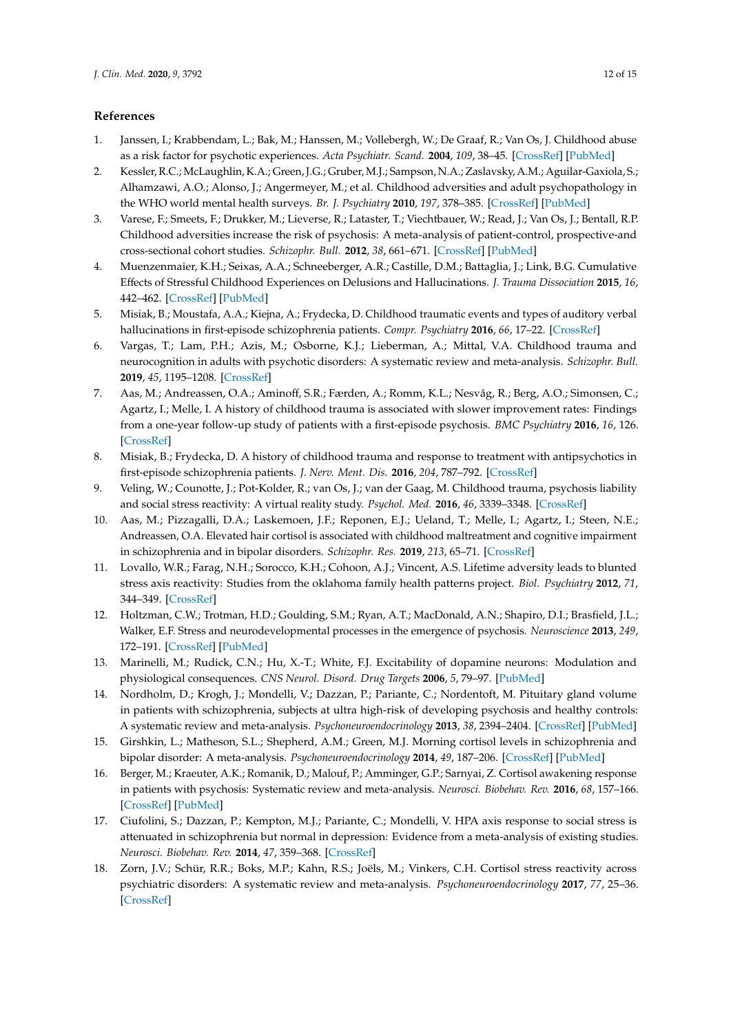## References

1. Janssen, I.; Krabbendam, L.; Bak, M.; Hanssen, M.; Vollebergh, W.; De Graaf, R.; Van Os, J. Childhood abuse as a risk factor for psychotic experiences. *Acta Psychiatr. Scand.* **2004**, *109*, 38–45. [CrossRef] [PubMed]
2. Kessler, R.C.; McLaughlin, K.A.; Green, J.G.; Gruber, M.J.; Sampson, N.A.; Zaslavsky, A.M.; Aguilar-Gaxiola, S.; Alhamzawi, A.O.; Alonso, J.; Angermeyer, M.; et al. Childhood adversities and adult psychopathology in the WHO world mental health surveys. *Br. J. Psychiatry* **2010**, *197*, 378–385. [CrossRef] [PubMed]
3. Varese, F.; Smeets, F.; Drukker, M.; Lieverse, R.; Lataster, T.; Viechtbauer, W.; Read, J.; Van Os, J.; Bentall, R.P. Childhood adversities increase the risk of psychosis: A meta-analysis of patient-control, prospective-and cross-sectional cohort studies. *Schizophr. Bull.* **2012**, *38*, 661–671. [CrossRef] [PubMed]
4. Muenzenmaier, K.H.; Seixas, A.A.; Schneeberger, A.R.; Castille, D.M.; Battaglia, J.; Link, B.G. Cumulative Effects of Stressful Childhood Experiences on Delusions and Hallucinations. *J. Trauma Dissociation* **2015**, *16*, 442–462. [CrossRef] [PubMed]
5. Misiak, B.; Moustafa, A.A.; Kiejna, A.; Frydecka, D. Childhood traumatic events and types of auditory verbal hallucinations in first-episode schizophrenia patients. *Compr. Psychiatry* **2016**, *66*, 17–22. [CrossRef]
6. Vargas, T.; Lam, P.H.; Azis, M.; Osborne, K.J.; Lieberman, A.; Mittal, V.A. Childhood trauma and neurocognition in adults with psychotic disorders: A systematic review and meta-analysis. *Schizophr. Bull.* **2019**, *45*, 1195–1208. [CrossRef]
7. Aas, M.; Andreassen, O.A.; Aminoff, S.R.; Færden, A.; Romm, K.L.; Nesvåg, R.; Berg, A.O.; Simonsen, C.; Agartz, I.; Melle, I. A history of childhood trauma is associated with slower improvement rates: Findings from a one-year follow-up study of patients with a first-episode psychosis. *BMC Psychiatry* **2016**, *16*, 126. [CrossRef]
8. Misiak, B.; Frydecka, D. A history of childhood trauma and response to treatment with antipsychotics in first-episode schizophrenia patients. *J. Nerv. Ment. Dis.* **2016**, *204*, 787–792. [CrossRef]
9. Veling, W.; Counotte, J.; Pot-Kolder, R.; van Os, J.; van der Gaag, M. Childhood trauma, psychosis liability and social stress reactivity: A virtual reality study. *Psychol. Med.* **2016**, *46*, 3339–3348. [CrossRef]
10. Aas, M.; Pizzagalli, D.A.; Laskemoen, J.F.; Reponen, E.J.; Ueland, T.; Melle, I.; Agartz, I.; Steen, N.E.; Andreassen, O.A. Elevated hair cortisol is associated with childhood maltreatment and cognitive impairment in schizophrenia and in bipolar disorders. *Schizophr. Res.* **2019**, *213*, 65–71. [CrossRef]
11. Lovallo, W.R.; Farag, N.H.; Sorocco, K.H.; Cohoon, A.J.; Vincent, A.S. Lifetime adversity leads to blunted stress axis reactivity: Studies from the oklahoma family health patterns project. *Biol. Psychiatry* **2012**, *71*, 344–349. [CrossRef]
12. Holtzman, C.W.; Trotman, H.D.; Goulding, S.M.; Ryan, A.T.; MacDonald, A.N.; Shapiro, D.I.; Brasfield, J.L.; Walker, E.F. Stress and neurodevelopmental processes in the emergence of psychosis. *Neuroscience* **2013**, *249*, 172–191. [CrossRef] [PubMed]
13. Marinelli, M.; Rudick, C.N.; Hu, X.-T.; White, F.J. Excitability of dopamine neurons: Modulation and physiological consequences. *CNS Neurol. Disord. Drug Targets* **2006**, *5*, 79–97. [PubMed]
14. Nordholm, D.; Krogh, J.; Mondelli, V.; Dazzan, P.; Pariante, C.; Nordentoft, M. Pituitary gland volume in patients with schizophrenia, subjects at ultra high-risk of developing psychosis and healthy controls: A systematic review and meta-analysis. *Psychoneuroendocrinology* **2013**, *38*, 2394–2404. [CrossRef] [PubMed]
15. Girshkin, L.; Matheson, S.L.; Shepherd, A.M.; Green, M.J. Morning cortisol levels in schizophrenia and bipolar disorder: A meta-analysis. *Psychoneuroendocrinology* **2014**, *49*, 187–206. [CrossRef] [PubMed]
16. Berger, M.; Kraeuter, A.K.; Romanik, D.; Malouf, P.; Amminger, G.P.; Sarnyai, Z. Cortisol awakening response in patients with psychosis: Systematic review and meta-analysis. *Neurosci. Biobehav. Rev.* **2016**, *68*, 157–166. [CrossRef] [PubMed]
17. Ciufolini, S.; Dazzan, P.; Kempton, M.J.; Pariante, C.; Mondelli, V. HPA axis response to social stress is attenuated in schizophrenia but normal in depression: Evidence from a meta-analysis of existing studies. *Neurosci. Biobehav. Rev.* **2014**, *47*, 359–368. [CrossRef]
18. Zorn, J.V.; Schür, R.R.; Boks, M.P.; Kahn, R.S.; Joëls, M.; Vinkers, C.H. Cortisol stress reactivity across psychiatric disorders: A systematic review and meta-analysis. *Psychoneuroendocrinology* **2017**, *77*, 25–36. [CrossRef]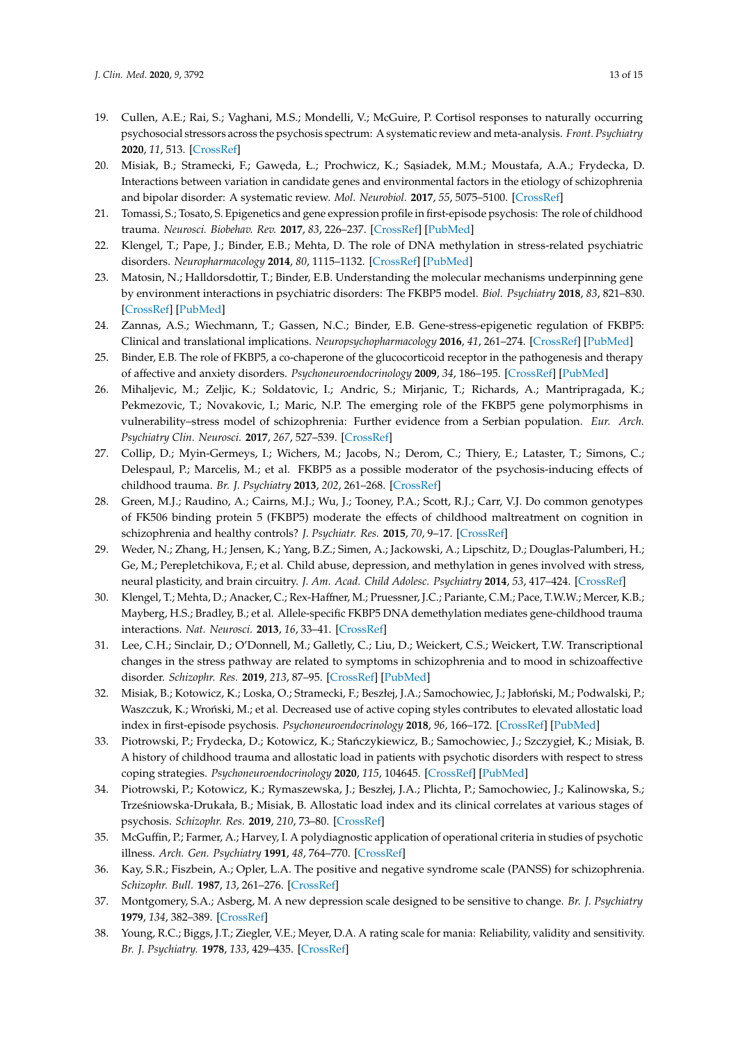19. Cullen, A.E.; Rai, S.; Vaghani, M.S.; Mondelli, V.; McGuire, P. Cortisol responses to naturally occurring psychosocial stressors across the psychosis spectrum: A systematic review and meta-analysis. *Front. Psychiatry* **2020**, *11*, 513. [CrossRef]
20. Misiak, B.; Stramecki, F.; Gawęda, Ł.; Prochwicz, K.; Sąsiadek, M.M.; Moustafa, A.A.; Frydecka, D. Interactions between variation in candidate genes and environmental factors in the etiology of schizophrenia and bipolar disorder: A systematic review. *Mol. Neurobiol.* **2017**, *55*, 5075–5100. [CrossRef]
21. Tomassi, S.; Tosato, S. Epigenetics and gene expression profile in first-episode psychosis: The role of childhood trauma. *Neurosci. Biobehav. Rev.* **2017**, *83*, 226–237. [CrossRef] [PubMed]
22. Klengel, T.; Pape, J.; Binder, E.B.; Mehta, D. The role of DNA methylation in stress-related psychiatric disorders. *Neuropharmacology* **2014**, *80*, 1115–1132. [CrossRef] [PubMed]
23. Matosin, N.; Halldorsdottir, T.; Binder, E.B. Understanding the molecular mechanisms underpinning gene by environment interactions in psychiatric disorders: The FKBP5 model. *Biol. Psychiatry* **2018**, *83*, 821–830. [CrossRef] [PubMed]
24. Zannas, A.S.; Wiechmann, T.; Gassen, N.C.; Binder, E.B. Gene-stress-epigenetic regulation of FKBP5: Clinical and translational implications. *Neuropsychopharmacology* **2016**, *41*, 261–274. [CrossRef] [PubMed]
25. Binder, E.B. The role of FKBP5, a co-chaperone of the glucocorticoid receptor in the pathogenesis and therapy of affective and anxiety disorders. *Psychoneuroendocrinology* **2009**, *34*, 186–195. [CrossRef] [PubMed]
26. Mihaljevic, M.; Zeljic, K.; Soldatovic, I.; Andric, S.; Mirjanic, T.; Richards, A.; Mantripragada, K.; Pekmezovic, T.; Novakovic, I.; Maric, N.P. The emerging role of the FKBP5 gene polymorphisms in vulnerability–stress model of schizophrenia: Further evidence from a Serbian population. *Eur. Arch. Psychiatry Clin. Neurosci.* **2017**, *267*, 527–539. [CrossRef]
27. Collip, D.; Myin-Germeys, I.; Wichers, M.; Jacobs, N.; Derom, C.; Thiery, E.; Lataster, T.; Simons, C.; Delespaul, P.; Marcelis, M.; et al. FKBP5 as a possible moderator of the psychosis-inducing effects of childhood trauma. *Br. J. Psychiatry* **2013**, *202*, 261–268. [CrossRef]
28. Green, M.J.; Raudino, A.; Cairns, M.J.; Wu, J.; Tooney, P.A.; Scott, R.J.; Carr, V.J. Do common genotypes of FK506 binding protein 5 (FKBP5) moderate the effects of childhood maltreatment on cognition in schizophrenia and healthy controls? *J. Psychiatr. Res.* **2015**, *70*, 9–17. [CrossRef]
29. Weder, N.; Zhang, H.; Jensen, K.; Yang, B.Z.; Simen, A.; Jackowski, A.; Lipschitz, D.; Douglas-Palumberi, H.; Ge, M.; Perepletchikova, F.; et al. Child abuse, depression, and methylation in genes involved with stress, neural plasticity, and brain circuitry. *J. Am. Acad. Child Adolesc. Psychiatry* **2014**, *53*, 417–424. [CrossRef]
30. Klengel, T.; Mehta, D.; Anacker, C.; Rex-Haffner, M.; Pruessner, J.C.; Pariante, C.M.; Pace, T.W.W.; Mercer, K.B.; Mayberg, H.S.; Bradley, B.; et al. Allele-specific FKBP5 DNA demethylation mediates gene-childhood trauma interactions. *Nat. Neurosci.* **2013**, *16*, 33–41. [CrossRef]
31. Lee, C.H.; Sinclair, D.; O'Donnell, M.; Galletly, C.; Liu, D.; Weickert, C.S.; Weickert, T.W. Transcriptional changes in the stress pathway are related to symptoms in schizophrenia and to mood in schizoaffective disorder. *Schizophr. Res.* **2019**, *213*, 87–95. [CrossRef] [PubMed]
32. Misiak, B.; Kotowicz, K.; Loska, O.; Stramecki, F.; Beszłej, J.A.; Samochowiec, J.; Jabłoński, M.; Podwalski, P.; Waszczuk, K.; Wroński, M.; et al. Decreased use of active coping styles contributes to elevated allostatic load index in first-episode psychosis. *Psychoneuroendocrinology* **2018**, *96*, 166–172. [CrossRef] [PubMed]
33. Piotrowski, P.; Frydecka, D.; Kotowicz, K.; Stańczykiewicz, B.; Samochowiec, J.; Szczygieł, K.; Misiak, B. A history of childhood trauma and allostatic load in patients with psychotic disorders with respect to stress coping strategies. *Psychoneuroendocrinology* **2020**, *115*, 104645. [CrossRef] [PubMed]
34. Piotrowski, P.; Kotowicz, K.; Rymaszewska, J.; Beszłej, J.A.; Plichta, P.; Samochowiec, J.; Kalinowska, S.; Trześniowska-Drukała, B.; Misiak, B. Allostatic load index and its clinical correlates at various stages of psychosis. *Schizophr. Res.* **2019**, *210*, 73–80. [CrossRef]
35. McGuffin, P.; Farmer, A.; Harvey, I. A polydiagnostic application of operational criteria in studies of psychotic illness. *Arch. Gen. Psychiatry* **1991**, *48*, 764–770. [CrossRef]
36. Kay, S.R.; Fiszbein, A.; Opler, L.A. The positive and negative syndrome scale (PANSS) for schizophrenia. *Schizophr. Bull.* **1987**, *13*, 261–276. [CrossRef]
37. Montgomery, S.A.; Asberg, M. A new depression scale designed to be sensitive to change. *Br. J. Psychiatry* **1979**, *134*, 382–389. [CrossRef]
38. Young, R.C.; Biggs, J.T.; Ziegler, V.E.; Meyer, D.A. A rating scale for mania: Reliability, validity and sensitivity. *Br. J. Psychiatry.* **1978**, *133*, 429–435. [CrossRef]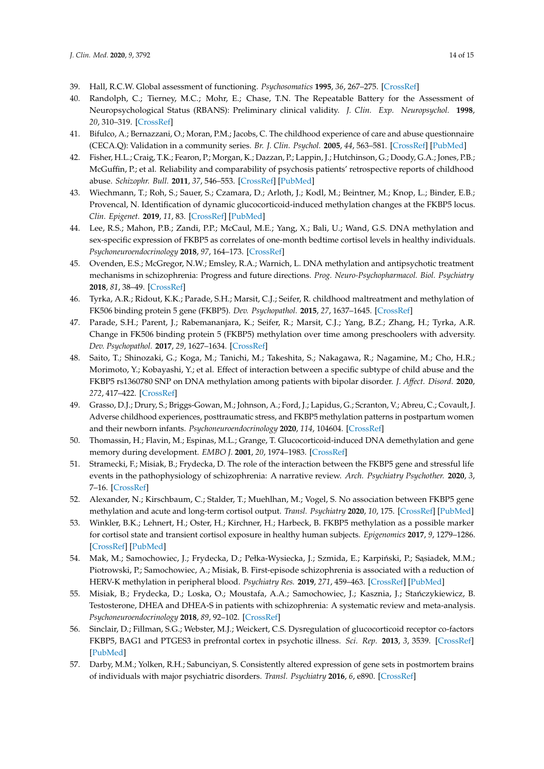39. Hall, R.C.W. Global assessment of functioning. *Psychosomatics* **1995**, *36*, 267–275. [CrossRef]
40. Randolph, C.; Tierney, M.C.; Mohr, E.; Chase, T.N. The Repeatable Battery for the Assessment of Neuropsychological Status (RBANS): Preliminary clinical validity. *J. Clin. Exp. Neuropsychol.* **1998**, *20*, 310–319. [CrossRef]
41. Bifulco, A.; Bernazzani, O.; Moran, P.M.; Jacobs, C. The childhood experience of care and abuse questionnaire (CECA.Q): Validation in a community series. *Br. J. Clin. Psychol.* **2005**, *44*, 563–581. [CrossRef] [PubMed]
42. Fisher, H.L.; Craig, T.K.; Fearon, P.; Morgan, K.; Dazzan, P.; Lappin, J.; Hutchinson, G.; Doody, G.A.; Jones, P.B.; McGuffin, P.; et al. Reliability and comparability of psychosis patients' retrospective reports of childhood abuse. *Schizophr. Bull.* **2011**, *37*, 546–553. [CrossRef] [PubMed]
43. Wiechmann, T.; Roh, S.; Sauer, S.; Czamara, D.; Arloth, J.; Kodl, M.; Beintner, M.; Knop, L.; Binder, E.B.; Provencal, N. Identification of dynamic glucocorticoid-induced methylation changes at the FKBP5 locus. *Clin. Epigenet.* **2019**, *11*, 83. [CrossRef] [PubMed]
44. Lee, R.S.; Mahon, P.B.; Zandi, P.P.; McCaul, M.E.; Yang, X.; Bali, U.; Wand, G.S. DNA methylation and sex-specific expression of FKBP5 as correlates of one-month bedtime cortisol levels in healthy individuals. *Psychoneuroendocrinology* **2018**, *97*, 164–173. [CrossRef]
45. Ovenden, E.S.; McGregor, N.W.; Emsley, R.A.; Warnich, L. DNA methylation and antipsychotic treatment mechanisms in schizophrenia: Progress and future directions. *Prog. Neuro-Psychopharmacol. Biol. Psychiatry* **2018**, *81*, 38–49. [CrossRef]
46. Tyrka, A.R.; Ridout, K.K.; Parade, S.H.; Marsit, C.J.; Seifer, R. childhood maltreatment and methylation of FK506 binding protein 5 gene (FKBP5). *Dev. Psychopathol.* **2015**, *27*, 1637–1645. [CrossRef]
47. Parade, S.H.; Parent, J.; Rabemananjara, K.; Seifer, R.; Marsit, C.J.; Yang, B.Z.; Zhang, H.; Tyrka, A.R. Change in FK506 binding protein 5 (FKBP5) methylation over time among preschoolers with adversity. *Dev. Psychopathol.* **2017**, *29*, 1627–1634. [CrossRef]
48. Saito, T.; Shinozaki, G.; Koga, M.; Tanichi, M.; Takeshita, S.; Nakagawa, R.; Nagamine, M.; Cho, H.R.; Morimoto, Y.; Kobayashi, Y.; et al. Effect of interaction between a specific subtype of child abuse and the FKBP5 rs1360780 SNP on DNA methylation among patients with bipolar disorder. *J. Affect. Disord.* **2020**, *272*, 417–422. [CrossRef]
49. Grasso, D.J.; Drury, S.; Briggs-Gowan, M.; Johnson, A.; Ford, J.; Lapidus, G.; Scranton, V.; Abreu, C.; Covault, J. Adverse childhood experiences, posttraumatic stress, and FKBP5 methylation patterns in postpartum women and their newborn infants. *Psychoneuroendocrinology* **2020**, *114*, 104604. [CrossRef]
50. Thomassin, H.; Flavin, M.; Espinas, M.L.; Grange, T. Glucocorticoid-induced DNA demethylation and gene memory during development. *EMBO J.* **2001**, *20*, 1974–1983. [CrossRef]
51. Stramecki, F.; Misiak, B.; Frydecka, D. The role of the interaction between the FKBP5 gene and stressful life events in the pathophysiology of schizophrenia: A narrative review. *Arch. Psychiatry Psychother.* **2020**, *3*, 7–16. [CrossRef]
52. Alexander, N.; Kirschbaum, C.; Stalder, T.; Muehlhan, M.; Vogel, S. No association between FKBP5 gene methylation and acute and long-term cortisol output. *Transl. Psychiatry* **2020**, *10*, 175. [CrossRef] [PubMed]
53. Winkler, B.K.; Lehnert, H.; Oster, H.; Kirchner, H.; Harbeck, B. FKBP5 methylation as a possible marker for cortisol state and transient cortisol exposure in healthy human subjects. *Epigenomics* **2017**, *9*, 1279–1286. [CrossRef] [PubMed]
54. Mak, M.; Samochowiec, J.; Frydecka, D.; Pełka-Wysiecka, J.; Szmida, E.; Karpiński, P.; Sąsiadek, M.M.; Piotrowski, P.; Samochowiec, A.; Misiak, B. First-episode schizophrenia is associated with a reduction of HERV-K methylation in peripheral blood. *Psychiatry Res.* **2019**, *271*, 459–463. [CrossRef] [PubMed]
55. Misiak, B.; Frydecka, D.; Loska, O.; Moustafa, A.A.; Samochowiec, J.; Kasznia, J.; Stańczykiewicz, B. Testosterone, DHEA and DHEA-S in patients with schizophrenia: A systematic review and meta-analysis. *Psychoneuroendocrinology* **2018**, *89*, 92–102. [CrossRef]
56. Sinclair, D.; Fillman, S.G.; Webster, M.J.; Weickert, C.S. Dysregulation of glucocorticoid receptor co-factors FKBP5, BAG1 and PTGES3 in prefrontal cortex in psychotic illness. *Sci. Rep.* **2013**, *3*, 3539. [CrossRef] [PubMed]
57. Darby, M.M.; Yolken, R.H.; Sabunciyan, S. Consistently altered expression of gene sets in postmortem brains of individuals with major psychiatric disorders. *Transl. Psychiatry* **2016**, *6*, e890. [CrossRef]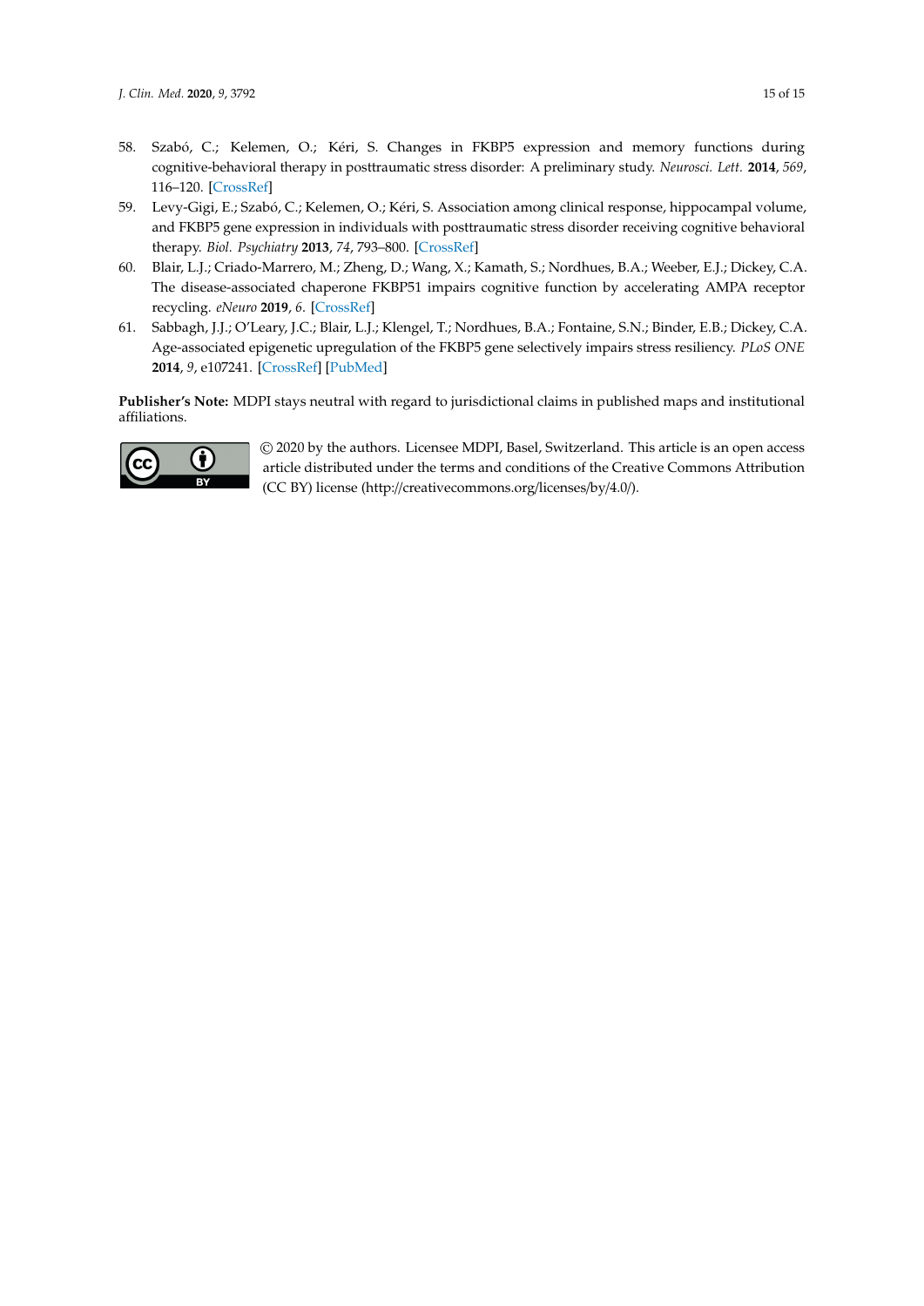58. Szabó, C.; Kelemen, O.; Kéri, S. Changes in FKBP5 expression and memory functions during cognitive-behavioral therapy in posttraumatic stress disorder: A preliminary study. *Neurosci. Lett.* **2014**, *569*, 116–120. [CrossRef]
59. Levy-Gigi, E.; Szabó, C.; Kelemen, O.; Kéri, S. Association among clinical response, hippocampal volume, and FKBP5 gene expression in individuals with posttraumatic stress disorder receiving cognitive behavioral therapy. *Biol. Psychiatry* **2013**, *74*, 793–800. [CrossRef]
60. Blair, L.J.; Criado-Marrero, M.; Zheng, D.; Wang, X.; Kamath, S.; Nordhues, B.A.; Weeber, E.J.; Dickey, C.A. The disease-associated chaperone FKBP51 impairs cognitive function by accelerating AMPA receptor recycling. *eNeuro* **2019**, *6*. [CrossRef]
61. Sabbagh, J.J.; O'Leary, J.C.; Blair, L.J.; Klengel, T.; Nordhues, B.A.; Fontaine, S.N.; Binder, E.B.; Dickey, C.A. Age-associated epigenetic upregulation of the FKBP5 gene selectively impairs stress resiliency. *PLoS ONE* **2014**, *9*, e107241. [CrossRef] [PubMed]

**Publisher's Note:** MDPI stays neutral with regard to jurisdictional claims in published maps and institutional affiliations.

© 2020 by the authors. Licensee MDPI, Basel, Switzerland. This article is an open access article distributed under the terms and conditions of the Creative Commons Attribution (CC BY) license (http://creativecommons.org/licenses/by/4.0/).